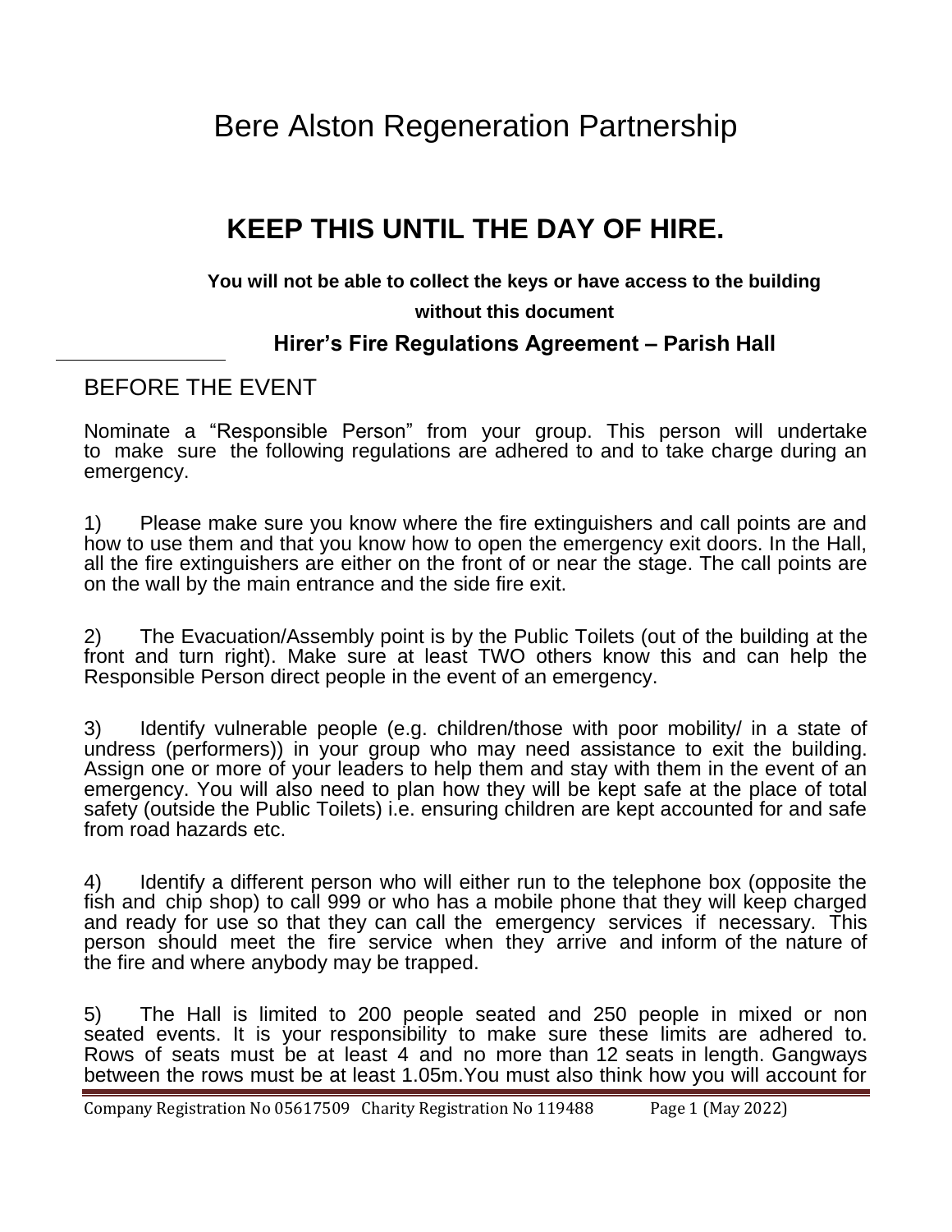# Bere Alston Regeneration Partnership

## KEEP THIS UNTIL THE DAY OF HIRE.

**You will not be able to collect the keys or have access to the building without this document**

### Hirer's Fire Regulations Agreement – Parish Hall

## BEFORE THE EVENT

Nominate a "Responsible Person" from your group. This person will undertake to make sure the following regulations are adhered to and to take charge during an emergency.

1) Please make sure you know where the fire extinguishers and call points are and how to use them and that you know how to open the emergency exit doors. In the Hall, all the fire extinguishers are either on the front of or near the stage. The call points are on the wall by the main entrance and the side fire exit.

2) The Evacuation/Assembly point is by the Public Toilets (out of the building at the front and turn right). Make sure at least TWO others know this and can help the Responsible Person direct people in the event of an emergency.

3) Identify vulnerable people (e.g. children/those with poor mobility/ in a state of undress (performers)) in your group who may need assistance to exit the building. Assign one or more of your leaders to help them and stay with them in the event of an emergency. You will also need to plan how they will be kept safe at the place of total safety (outside the Public Toilets) i.e. ensuring children are kept accounted for and safe from road hazards etc.

4) Identify a different person who will either run to the telephone box (opposite the fish and chip shop) to call 999 or who has a mobile phone that they will keep charged and ready for use so that they can call the emergency services if necessary. This person should meet the fire service when they arrive and inform of the nature of the fire and where anybody may be trapped.

5) The Hall is limited to 200 people seated and 250 people in mixed or non seated events. It is your responsibility to make sure these limits are adhered to. Rows of seats must be at least 4 and no more than 12 seats in length. Gangways between the rows must be at least 1.05m.You must also think how you will account for

Company Registration No 05617509 Charity Registration No 119488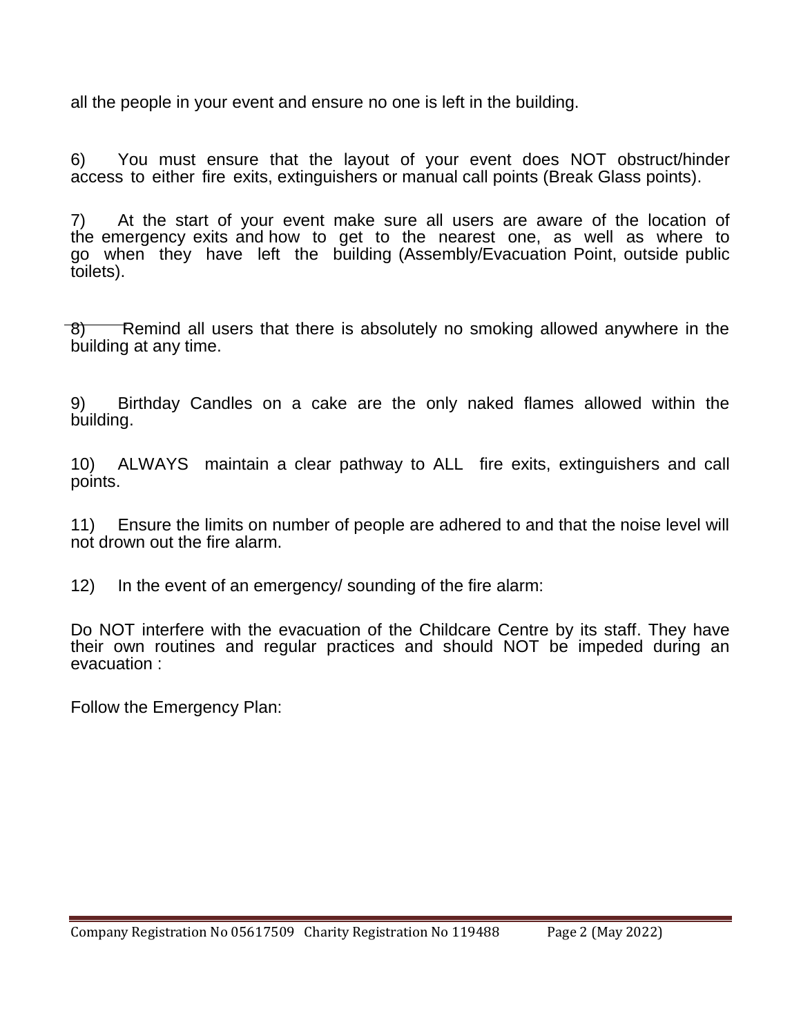all the people in your event and ensure no one is left in the building.

6) You must ensure that the layout of your event does NOT obstruct/hinder access to either fire exits, extinguishers or manual call points (Break Glass points).

7) At the start of your event make sure all users are aware of the location of the emergency exits and how to get to the nearest one, as well as where to go when they have left the building (Assembly/Evacuation Point, outside public toilets).

8) Remind all users that there is absolutely no smoking allowed anywhere in the building at any time.

9) Birthday Candles on a cake are the only naked flames allowed within the building.

10) ALWAYS maintain a clear pathway to ALL fire exits, extinguishers and call points.

11) Ensure the limits on number of people are adhered to and that the noise level will not drown out the fire alarm.

12) In the event of an emergency/ sounding of the fire alarm:

Do NOT interfere with the evacuation of the Childcare Centre by its staff. They have their own routines and regular practices and should NOT be impeded during an evacuation :

Follow the Emergency Plan: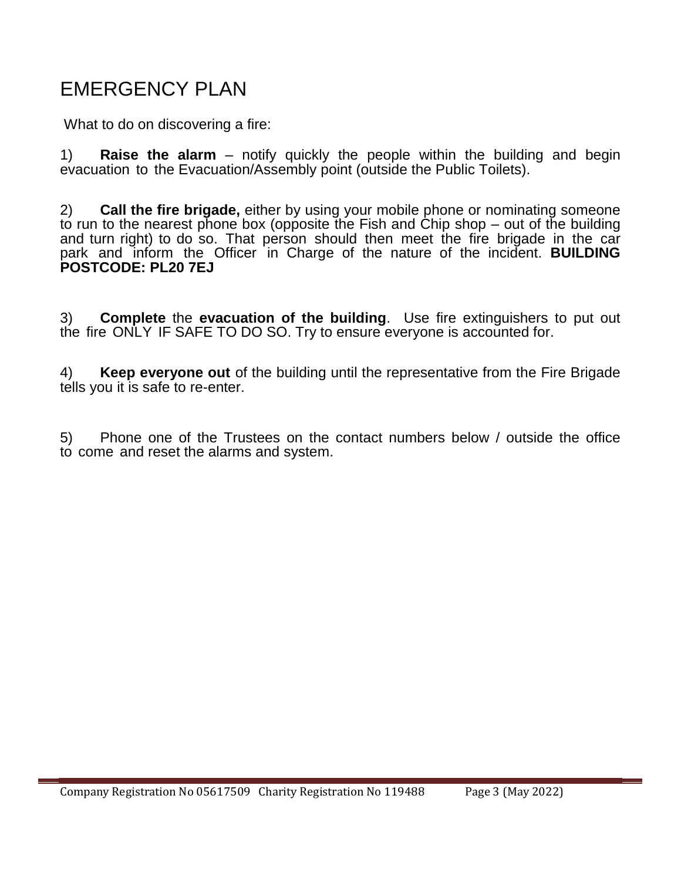# EMERGENCY PLAN

What to do on discovering a fire:

1) **Raise the alarm** – notify quickly the people within the building and begin evacuation to the Evacuation/Assembly point (outside the Public Toilets).

2) **Call the fire brigade,** either by using your mobile phone or nominating someone to run to the nearest phone box (opposite the Fish and Chip shop – out of the building and turn right) to do so. That person should then meet the fire brigade in the car park and inform the Officer in Charge of the nature of the incident. **BUILDING POSTCODE: PL20 7EJ**

3) **Complete** the **evacuation of the building**. Use fire extinguishers to put out the fire ONLY IF SAFE TO DO SO. Try to ensure everyone is accounted for.

4) **Keep everyone out** of the building until the representative from the Fire Brigade tells you it is safe to re-enter.

5) Phone one of the Trustees on the contact numbers below / outside the office to come and reset the alarms and system.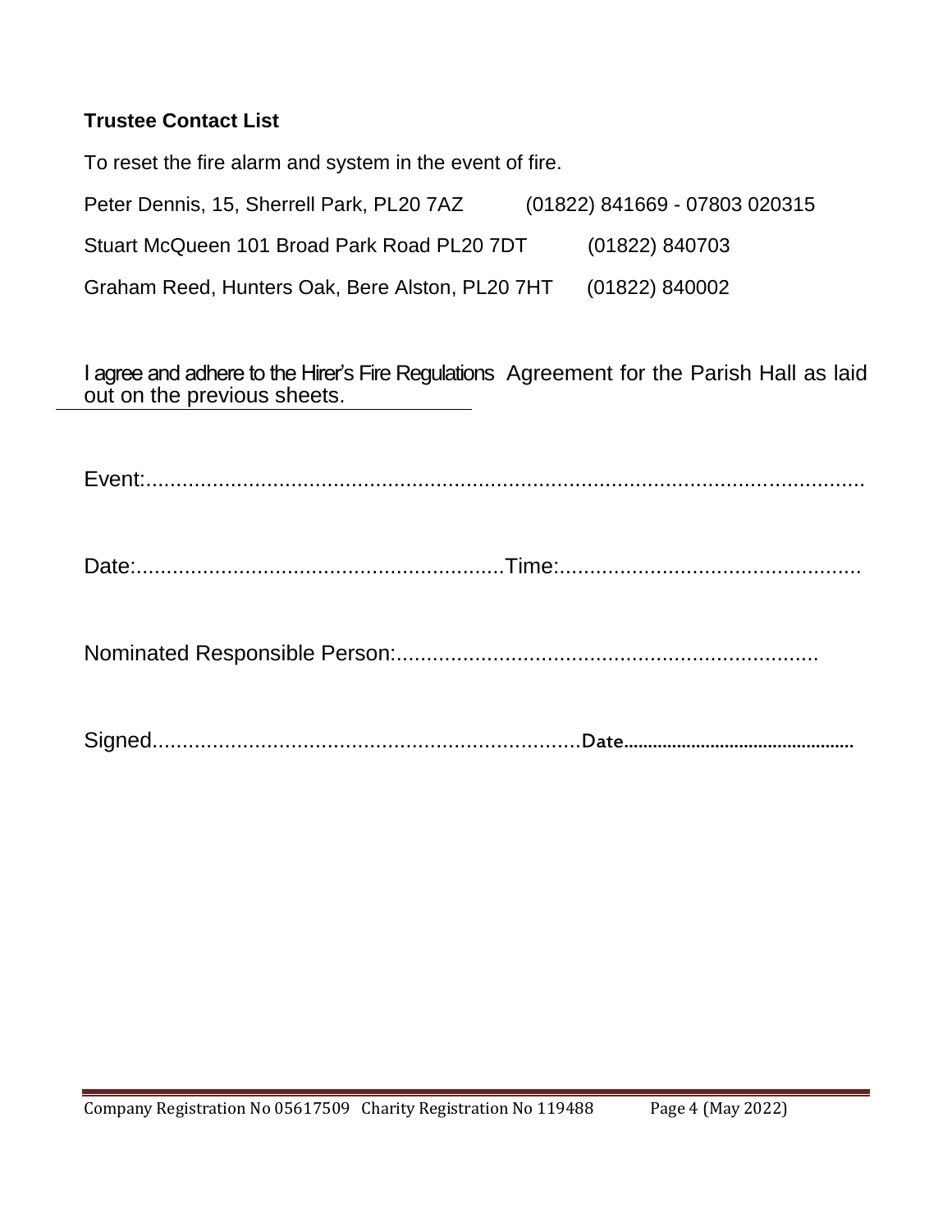**Trustee Contact List**

To reset the fire alarm and system in the event of fire.

Peter Dennis, 15, Sherrell Park, PL20 7AZ (01822) 841669 - 07803 020315

Stuart McQueen 101 Broad Park Road PL20 7DT (01822) 840703

Graham Reed, Hunters Oak, Bere Alston, PL20 7HT (01822) 840002

I agree and adhere to the Hirer's Fire Regulations Agreement for the Parish Hall as laid out on the previous sheets.

Event:...........................................................................................................................

Date:............................................................Time:.................................................

Nominated Responsible Person:......................................................................

Signed......................................................................Date................................................